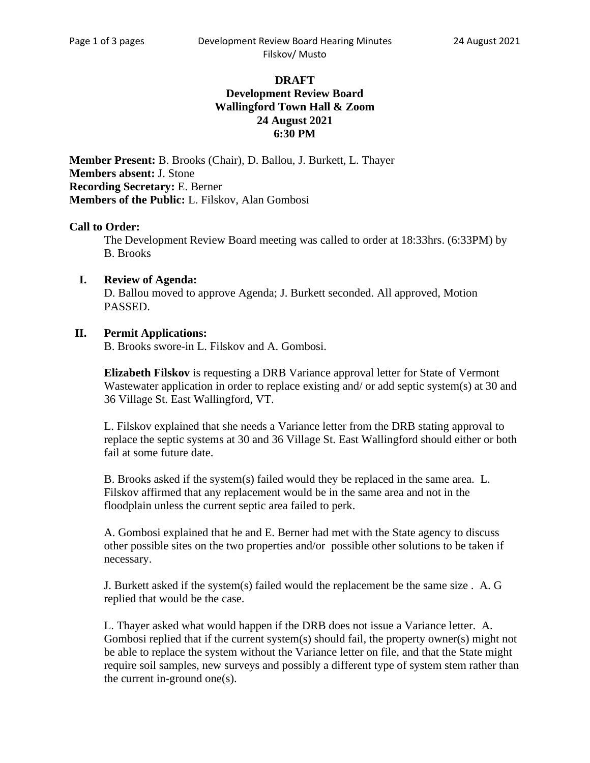**DRAFT**
**Development Review Board**
**Wallingford Town Hall & Zoom**
**24 August 2021**
**6:30 PM**

**Member Present:** B. Brooks (Chair), D. Ballou, J. Burkett, L. Thayer
**Members absent:** J. Stone
**Recording Secretary:** E. Berner
**Members of the Public:** L. Filskov, Alan Gombosi

**Call to Order:**

The Development Review Board meeting was called to order at 18:33hrs. (6:33PM) by B. Brooks

**I. Review of Agenda:**

D. Ballou moved to approve Agenda; J. Burkett seconded. All approved, Motion PASSED.

**II. Permit Applications:**

B. Brooks swore-in L. Filskov and A. Gombosi.

**Elizabeth Filskov** is requesting a DRB Variance approval letter for State of Vermont Wastewater application in order to replace existing and/ or add septic system(s) at 30 and 36 Village St. East Wallingford, VT.

L. Filskov explained that she needs a Variance letter from the DRB stating approval to replace the septic systems at 30 and 36 Village St. East Wallingford should either or both fail at some future date.

B. Brooks asked if the system(s) failed would they be replaced in the same area. L. Filskov affirmed that any replacement would be in the same area and not in the floodplain unless the current septic area failed to perk.

A. Gombosi explained that he and E. Berner had met with the State agency to discuss other possible sites on the two properties and/or possible other solutions to be taken if necessary.

J. Burkett asked if the system(s) failed would the replacement be the same size . A. G replied that would be the case.

L. Thayer asked what would happen if the DRB does not issue a Variance letter. A. Gombosi replied that if the current system(s) should fail, the property owner(s) might not be able to replace the system without the Variance letter on file, and that the State might require soil samples, new surveys and possibly a different type of system stem rather than the current in-ground one(s).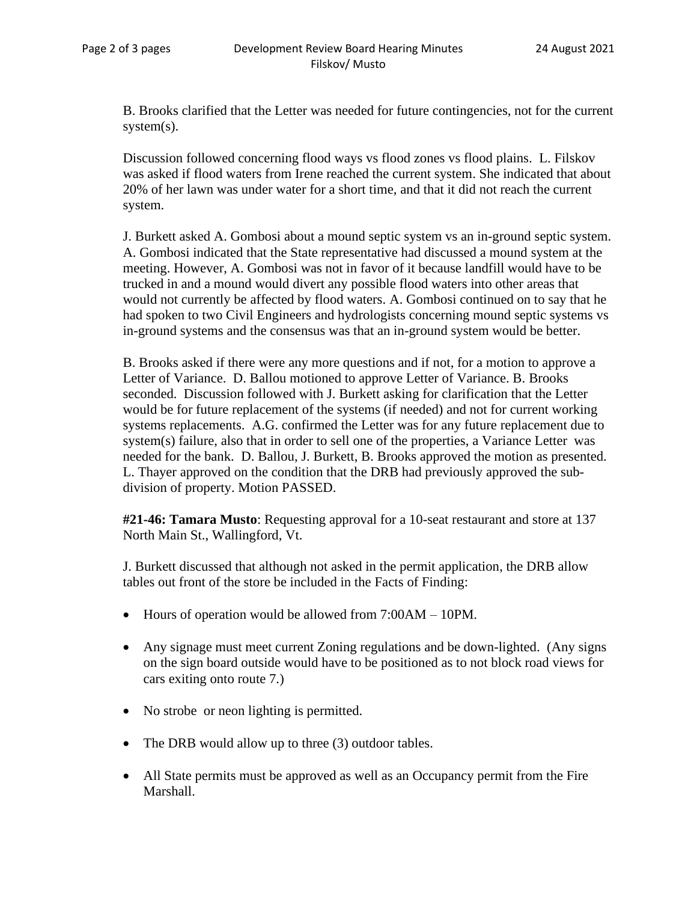B. Brooks clarified that the Letter was needed for future contingencies, not for the current system(s).

Discussion followed concerning flood ways vs flood zones vs flood plains. L. Filskov was asked if flood waters from Irene reached the current system. She indicated that about 20% of her lawn was under water for a short time, and that it did not reach the current system.

J. Burkett asked A. Gombosi about a mound septic system vs an in-ground septic system. A. Gombosi indicated that the State representative had discussed a mound system at the meeting. However, A. Gombosi was not in favor of it because landfill would have to be trucked in and a mound would divert any possible flood waters into other areas that would not currently be affected by flood waters. A. Gombosi continued on to say that he had spoken to two Civil Engineers and hydrologists concerning mound septic systems vs in-ground systems and the consensus was that an in-ground system would be better.

B. Brooks asked if there were any more questions and if not, for a motion to approve a Letter of Variance. D. Ballou motioned to approve Letter of Variance. B. Brooks seconded. Discussion followed with J. Burkett asking for clarification that the Letter would be for future replacement of the systems (if needed) and not for current working systems replacements. A.G. confirmed the Letter was for any future replacement due to system(s) failure, also that in order to sell one of the properties, a Variance Letter was needed for the bank. D. Ballou, J. Burkett, B. Brooks approved the motion as presented. L. Thayer approved on the condition that the DRB had previously approved the sub-division of property. Motion PASSED.

**#21-46: Tamara Musto**: Requesting approval for a 10-seat restaurant and store at 137 North Main St., Wallingford, Vt.

J. Burkett discussed that although not asked in the permit application, the DRB allow tables out front of the store be included in the Facts of Finding:

- Hours of operation would be allowed from 7:00AM – 10PM.
- Any signage must meet current Zoning regulations and be down-lighted. (Any signs on the sign board outside would have to be positioned as to not block road views for cars exiting onto route 7.)
- No strobe or neon lighting is permitted.
- The DRB would allow up to three (3) outdoor tables.
- All State permits must be approved as well as an Occupancy permit from the Fire Marshall.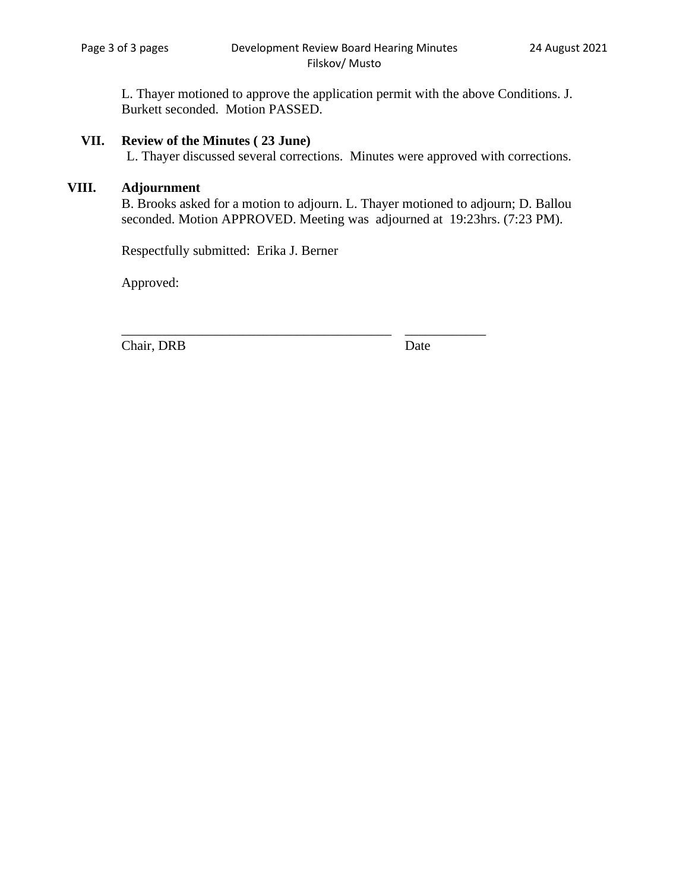L. Thayer motioned to approve the application permit with the above Conditions. J. Burkett seconded. Motion PASSED.

## VII. Review of the Minutes ( 23 June)

L. Thayer discussed several corrections. Minutes were approved with corrections.

## VIII. Adjournment

B. Brooks asked for a motion to adjourn. L. Thayer motioned to adjourn; D. Ballou seconded. Motion APPROVED. Meeting was adjourned at 19:23hrs. (7:23 PM).

Respectfully submitted: Erika J. Berner

Approved:

_________________________________________ ____________
Chair, DRB Date